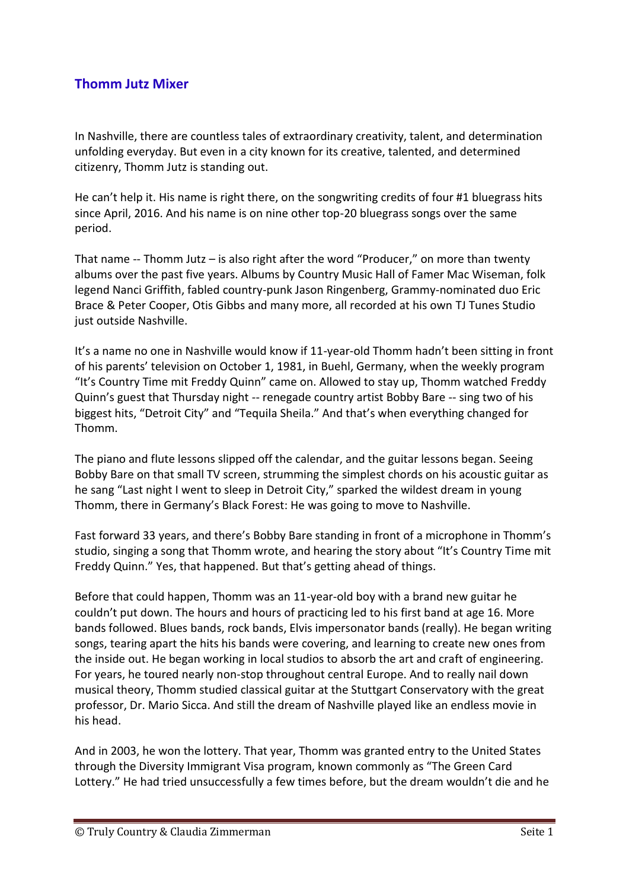## Thomm Jutz Mixer

In Nashville, there are countless tales of extraordinary creativity, talent, and determination unfolding everyday. But even in a city known for its creative, talented, and determined citizenry, Thomm Jutz is standing out.

He can't help it. His name is right there, on the songwriting credits of four #1 bluegrass hits since April, 2016. And his name is on nine other top-20 bluegrass songs over the same period.

That name -- Thomm Jutz – is also right after the word "Producer," on more than twenty albums over the past five years. Albums by Country Music Hall of Famer Mac Wiseman, folk legend Nanci Griffith, fabled country-punk Jason Ringenberg, Grammy-nominated duo Eric Brace & Peter Cooper, Otis Gibbs and many more, all recorded at his own TJ Tunes Studio just outside Nashville.

It's a name no one in Nashville would know if 11-year-old Thomm hadn't been sitting in front of his parents' television on October 1, 1981, in Buehl, Germany, when the weekly program "It's Country Time mit Freddy Quinn" came on. Allowed to stay up, Thomm watched Freddy Quinn's guest that Thursday night -- renegade country artist Bobby Bare -- sing two of his biggest hits, "Detroit City" and "Tequila Sheila." And that's when everything changed for Thomm.

The piano and flute lessons slipped off the calendar, and the guitar lessons began. Seeing Bobby Bare on that small TV screen, strumming the simplest chords on his acoustic guitar as he sang "Last night I went to sleep in Detroit City," sparked the wildest dream in young Thomm, there in Germany's Black Forest: He was going to move to Nashville.

Fast forward 33 years, and there's Bobby Bare standing in front of a microphone in Thomm's studio, singing a song that Thomm wrote, and hearing the story about "It's Country Time mit Freddy Quinn." Yes, that happened. But that's getting ahead of things.

Before that could happen, Thomm was an 11-year-old boy with a brand new guitar he couldn't put down. The hours and hours of practicing led to his first band at age 16. More bands followed. Blues bands, rock bands, Elvis impersonator bands (really). He began writing songs, tearing apart the hits his bands were covering, and learning to create new ones from the inside out. He began working in local studios to absorb the art and craft of engineering. For years, he toured nearly non-stop throughout central Europe. And to really nail down musical theory, Thomm studied classical guitar at the Stuttgart Conservatory with the great professor, Dr. Mario Sicca. And still the dream of Nashville played like an endless movie in his head.

And in 2003, he won the lottery. That year, Thomm was granted entry to the United States through the Diversity Immigrant Visa program, known commonly as "The Green Card Lottery." He had tried unsuccessfully a few times before, but the dream wouldn't die and he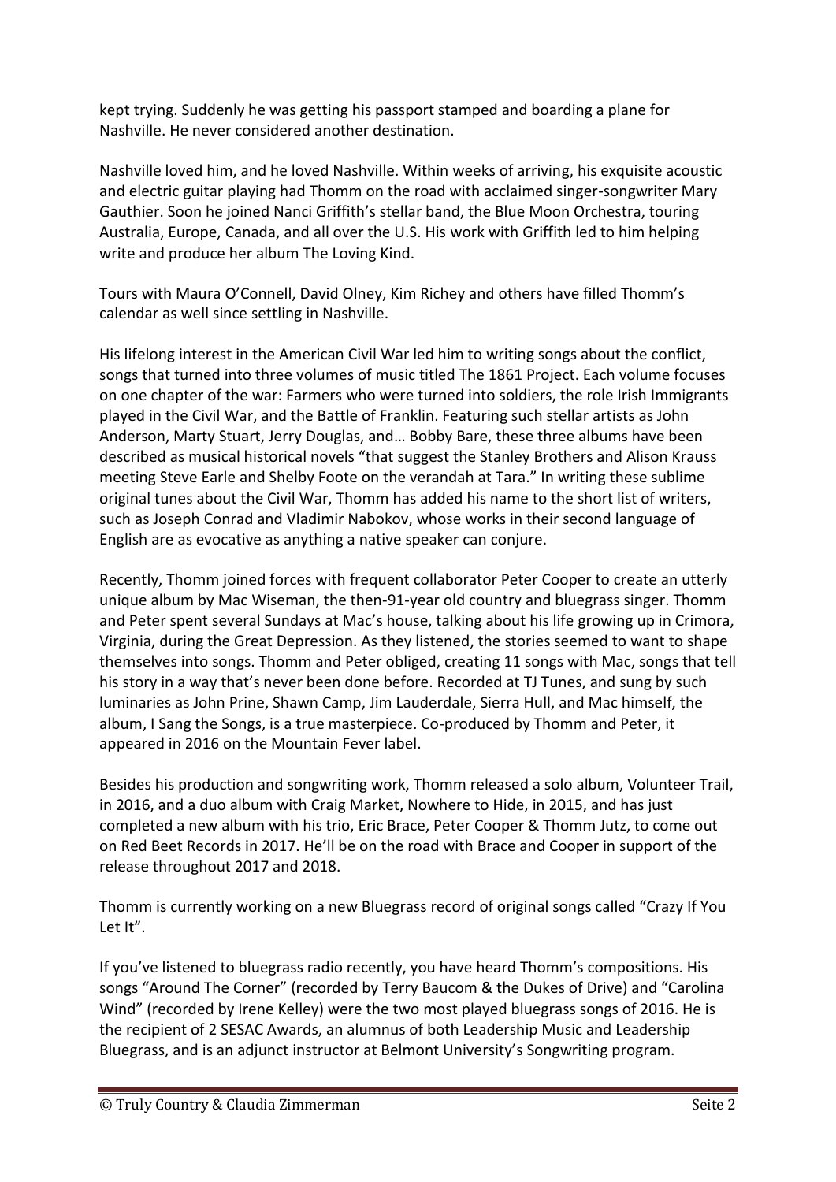kept trying. Suddenly he was getting his passport stamped and boarding a plane for Nashville. He never considered another destination.

Nashville loved him, and he loved Nashville. Within weeks of arriving, his exquisite acoustic and electric guitar playing had Thomm on the road with acclaimed singer-songwriter Mary Gauthier. Soon he joined Nanci Griffith's stellar band, the Blue Moon Orchestra, touring Australia, Europe, Canada, and all over the U.S. His work with Griffith led to him helping write and produce her album The Loving Kind.

Tours with Maura O'Connell, David Olney, Kim Richey and others have filled Thomm's calendar as well since settling in Nashville.

His lifelong interest in the American Civil War led him to writing songs about the conflict, songs that turned into three volumes of music titled The 1861 Project. Each volume focuses on one chapter of the war: Farmers who were turned into soldiers, the role Irish Immigrants played in the Civil War, and the Battle of Franklin. Featuring such stellar artists as John Anderson, Marty Stuart, Jerry Douglas, and… Bobby Bare, these three albums have been described as musical historical novels "that suggest the Stanley Brothers and Alison Krauss meeting Steve Earle and Shelby Foote on the verandah at Tara." In writing these sublime original tunes about the Civil War, Thomm has added his name to the short list of writers, such as Joseph Conrad and Vladimir Nabokov, whose works in their second language of English are as evocative as anything a native speaker can conjure.

Recently, Thomm joined forces with frequent collaborator Peter Cooper to create an utterly unique album by Mac Wiseman, the then-91-year old country and bluegrass singer. Thomm and Peter spent several Sundays at Mac's house, talking about his life growing up in Crimora, Virginia, during the Great Depression. As they listened, the stories seemed to want to shape themselves into songs. Thomm and Peter obliged, creating 11 songs with Mac, songs that tell his story in a way that's never been done before. Recorded at TJ Tunes, and sung by such luminaries as John Prine, Shawn Camp, Jim Lauderdale, Sierra Hull, and Mac himself, the album, I Sang the Songs, is a true masterpiece. Co-produced by Thomm and Peter, it appeared in 2016 on the Mountain Fever label.

Besides his production and songwriting work, Thomm released a solo album, Volunteer Trail, in 2016, and a duo album with Craig Market, Nowhere to Hide, in 2015, and has just completed a new album with his trio, Eric Brace, Peter Cooper & Thomm Jutz, to come out on Red Beet Records in 2017. He'll be on the road with Brace and Cooper in support of the release throughout 2017 and 2018.

Thomm is currently working on a new Bluegrass record of original songs called "Crazy If You Let It".

If you've listened to bluegrass radio recently, you have heard Thomm's compositions. His songs "Around The Corner" (recorded by Terry Baucom & the Dukes of Drive) and "Carolina Wind" (recorded by Irene Kelley) were the two most played bluegrass songs of 2016. He is the recipient of 2 SESAC Awards, an alumnus of both Leadership Music and Leadership Bluegrass, and is an adjunct instructor at Belmont University's Songwriting program.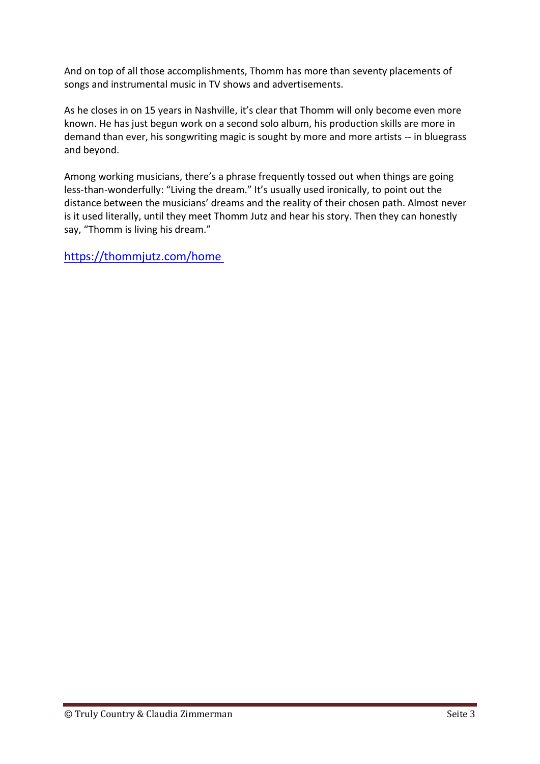And on top of all those accomplishments, Thomm has more than seventy placements of songs and instrumental music in TV shows and advertisements.

As he closes in on 15 years in Nashville, it's clear that Thomm will only become even more known. He has just begun work on a second solo album, his production skills are more in demand than ever, his songwriting magic is sought by more and more artists -- in bluegrass and beyond.

Among working musicians, there's a phrase frequently tossed out when things are going less-than-wonderfully: "Living the dream." It's usually used ironically, to point out the distance between the musicians' dreams and the reality of their chosen path. Almost never is it used literally, until they meet Thomm Jutz and hear his story. Then they can honestly say, "Thomm is living his dream."

https://thommjutz.com/home